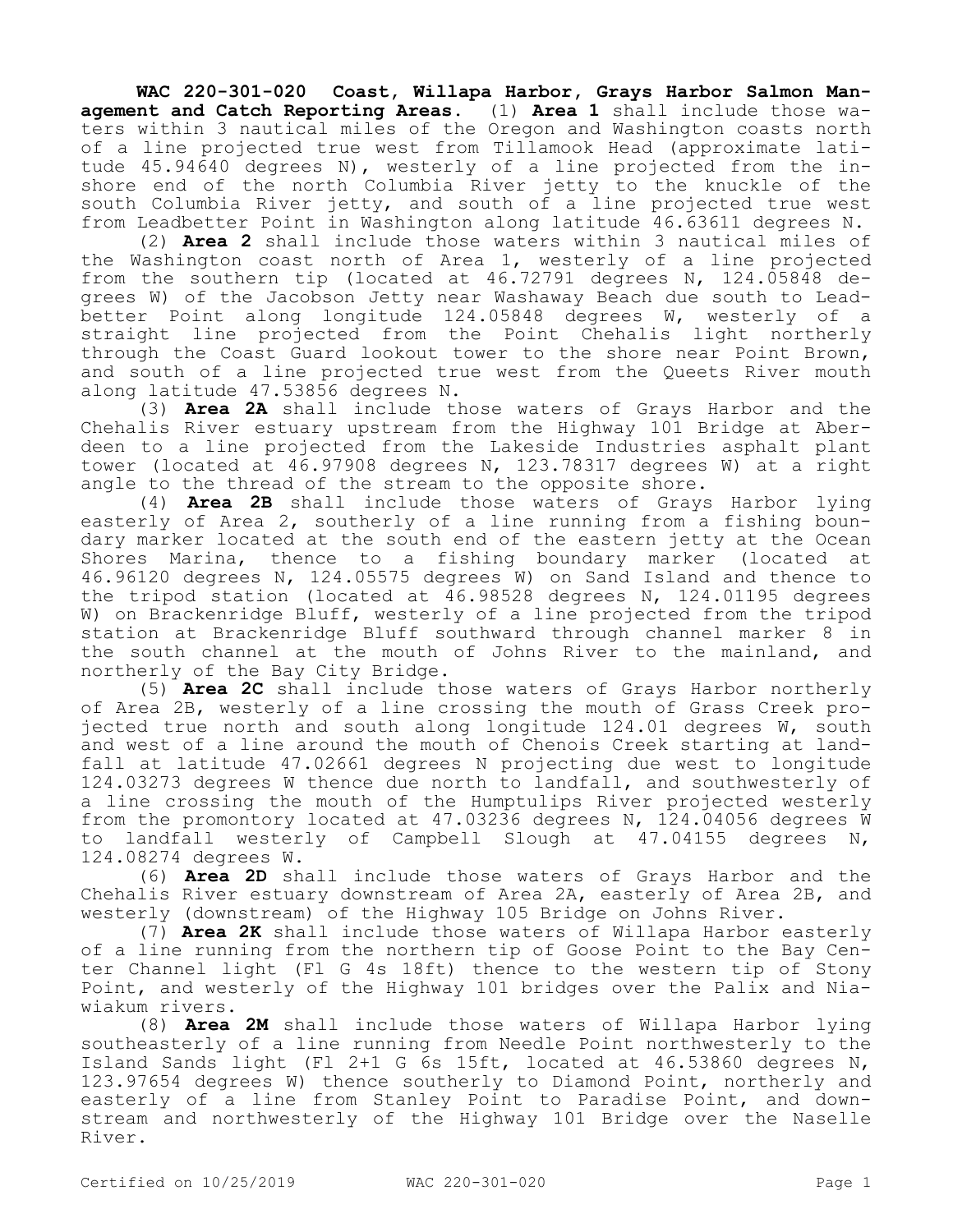**WAC 220-301-020 Coast, Willapa Harbor, Grays Harbor Salmon Management and Catch Reporting Areas.** (1) **Area 1** shall include those waters within 3 nautical miles of the Oregon and Washington coasts north of a line projected true west from Tillamook Head (approximate latitude 45.94640 degrees N), westerly of a line projected from the inshore end of the north Columbia River jetty to the knuckle of the south Columbia River jetty, and south of a line projected true west from Leadbetter Point in Washington along latitude 46.63611 degrees N.

(2) **Area 2** shall include those waters within 3 nautical miles of the Washington coast north of Area 1, westerly of a line projected from the southern tip (located at 46.72791 degrees N, 124.05848 degrees W) of the Jacobson Jetty near Washaway Beach due south to Leadbetter Point along longitude 124.05848 degrees W, westerly of a straight line projected from the Point Chehalis light northerly through the Coast Guard lookout tower to the shore near Point Brown, and south of a line projected true west from the Queets River mouth along latitude 47.53856 degrees N.

(3) **Area 2A** shall include those waters of Grays Harbor and the Chehalis River estuary upstream from the Highway 101 Bridge at Aberdeen to a line projected from the Lakeside Industries asphalt plant tower (located at 46.97908 degrees N, 123.78317 degrees W) at a right angle to the thread of the stream to the opposite shore.

(4) **Area 2B** shall include those waters of Grays Harbor lying easterly of Area 2, southerly of a line running from a fishing boundary marker located at the south end of the eastern jetty at the Ocean Shores Marina, thence to a fishing boundary marker (located at 46.96120 degrees N, 124.05575 degrees W) on Sand Island and thence to the tripod station (located at 46.98528 degrees N, 124.01195 degrees W) on Brackenridge Bluff, westerly of a line projected from the tripod station at Brackenridge Bluff southward through channel marker 8 in the south channel at the mouth of Johns River to the mainland, and northerly of the Bay City Bridge.

(5) **Area 2C** shall include those waters of Grays Harbor northerly of Area 2B, westerly of a line crossing the mouth of Grass Creek projected true north and south along longitude 124.01 degrees W, south and west of a line around the mouth of Chenois Creek starting at landfall at latitude 47.02661 degrees N projecting due west to longitude 124.03273 degrees W thence due north to landfall, and southwesterly of a line crossing the mouth of the Humptulips River projected westerly from the promontory located at 47.03236 degrees N, 124.04056 degrees W to landfall westerly of Campbell Slough at 47.04155 degrees N, 124.08274 degrees W.

(6) **Area 2D** shall include those waters of Grays Harbor and the Chehalis River estuary downstream of Area 2A, easterly of Area 2B, and westerly (downstream) of the Highway 105 Bridge on Johns River.

(7) **Area 2K** shall include those waters of Willapa Harbor easterly of a line running from the northern tip of Goose Point to the Bay Center Channel light (Fl G 4s 18ft) thence to the western tip of Stony Point, and westerly of the Highway 101 bridges over the Palix and Niawiakum rivers.

(8) **Area 2M** shall include those waters of Willapa Harbor lying southeasterly of a line running from Needle Point northwesterly to the Island Sands light (Fl 2+1 G 6s 15ft, located at 46.53860 degrees N, 123.97654 degrees W) thence southerly to Diamond Point, northerly and easterly of a line from Stanley Point to Paradise Point, and downstream and northwesterly of the Highway 101 Bridge over the Naselle River.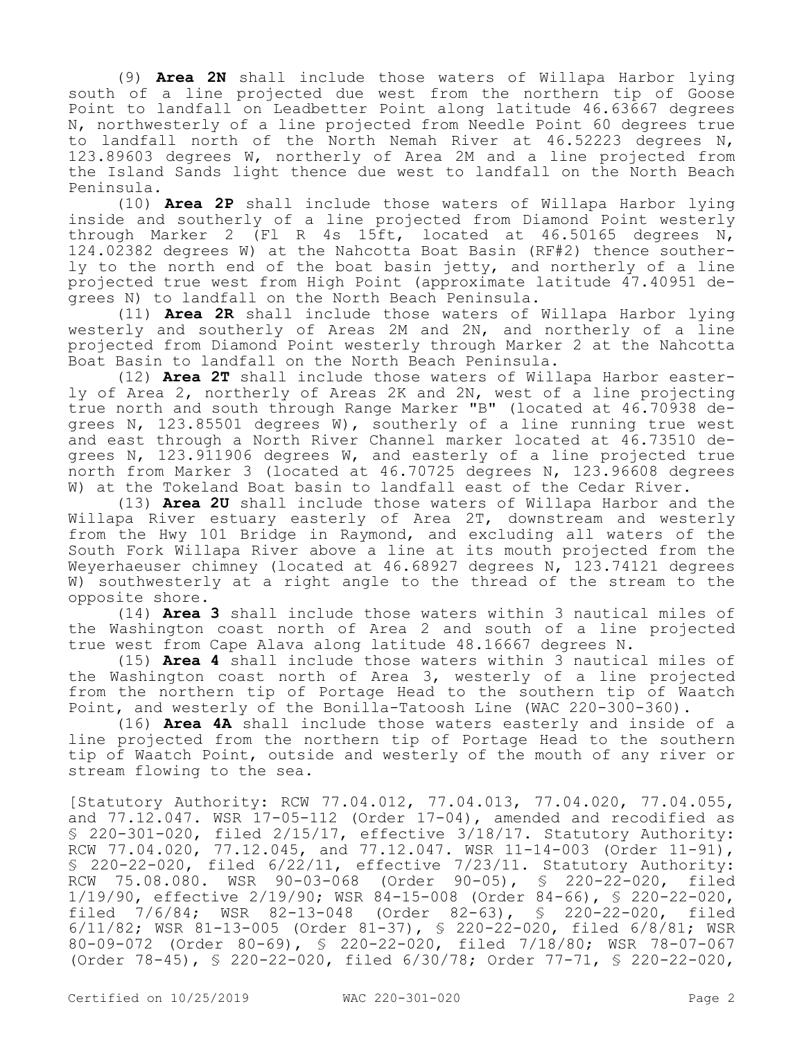(9) **Area 2N** shall include those waters of Willapa Harbor lying south of a line projected due west from the northern tip of Goose Point to landfall on Leadbetter Point along latitude 46.63667 degrees N, northwesterly of a line projected from Needle Point 60 degrees true to landfall north of the North Nemah River at 46.52223 degrees N, 123.89603 degrees W, northerly of Area 2M and a line projected from the Island Sands light thence due west to landfall on the North Beach Peninsula.

(10) **Area 2P** shall include those waters of Willapa Harbor lying inside and southerly of a line projected from Diamond Point westerly through Marker 2 (Fl R 4s 15ft, located at 46.50165 degrees N, 124.02382 degrees W) at the Nahcotta Boat Basin (RF#2) thence southerly to the north end of the boat basin jetty, and northerly of a line projected true west from High Point (approximate latitude 47.40951 degrees N) to landfall on the North Beach Peninsula.

(11) **Area 2R** shall include those waters of Willapa Harbor lying westerly and southerly of Areas 2M and 2N, and northerly of a line projected from Diamond Point westerly through Marker 2 at the Nahcotta Boat Basin to landfall on the North Beach Peninsula.

(12) **Area 2T** shall include those waters of Willapa Harbor easterly of Area 2, northerly of Areas 2K and 2N, west of a line projecting true north and south through Range Marker "B" (located at 46.70938 degrees N, 123.85501 degrees W), southerly of a line running true west and east through a North River Channel marker located at 46.73510 degrees N, 123.911906 degrees W, and easterly of a line projected true north from Marker 3 (located at 46.70725 degrees N, 123.96608 degrees W) at the Tokeland Boat basin to landfall east of the Cedar River.

(13) **Area 2U** shall include those waters of Willapa Harbor and the Willapa River estuary easterly of Area 2T, downstream and westerly from the Hwy 101 Bridge in Raymond, and excluding all waters of the South Fork Willapa River above a line at its mouth projected from the Weyerhaeuser chimney (located at 46.68927 degrees N, 123.74121 degrees W) southwesterly at a right angle to the thread of the stream to the opposite shore.

(14) **Area 3** shall include those waters within 3 nautical miles of the Washington coast north of Area 2 and south of a line projected true west from Cape Alava along latitude 48.16667 degrees N.

(15) **Area 4** shall include those waters within 3 nautical miles of the Washington coast north of Area 3, westerly of a line projected from the northern tip of Portage Head to the southern tip of Waatch Point, and westerly of the Bonilla-Tatoosh Line (WAC 220-300-360).

(16) **Area 4A** shall include those waters easterly and inside of a line projected from the northern tip of Portage Head to the southern tip of Waatch Point, outside and westerly of the mouth of any river or stream flowing to the sea.

[Statutory Authority: RCW 77.04.012, 77.04.013, 77.04.020, 77.04.055, and 77.12.047. WSR 17-05-112 (Order 17-04), amended and recodified as § 220-301-020, filed 2/15/17, effective 3/18/17. Statutory Authority: RCW 77.04.020, 77.12.045, and 77.12.047. WSR 11-14-003 (Order 11-91), § 220-22-020, filed 6/22/11, effective 7/23/11. Statutory Authority: RCW 75.08.080. WSR 90-03-068 (Order 90-05), § 220-22-020, filed 1/19/90, effective 2/19/90; WSR 84-15-008 (Order 84-66), § 220-22-020, filed 7/6/84; WSR 82-13-048 (Order 82-63), § 220-22-020, filed 6/11/82; WSR 81-13-005 (Order 81-37), § 220-22-020, filed 6/8/81; WSR 80-09-072 (Order 80-69), § 220-22-020, filed 7/18/80; WSR 78-07-067 (Order 78-45), § 220-22-020, filed 6/30/78; Order 77-71, § 220-22-020,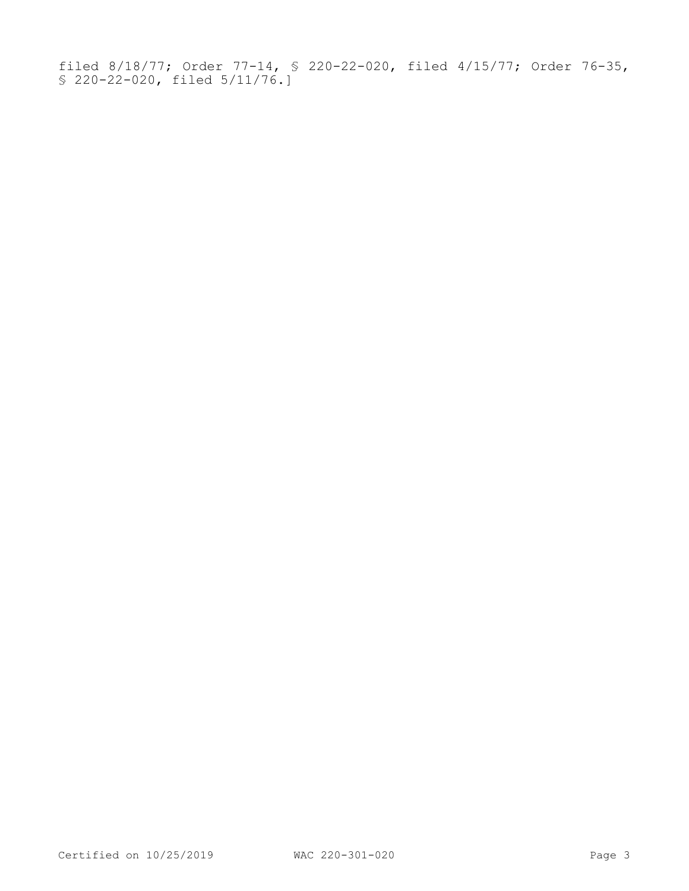filed 8/18/77; Order 77-14, § 220-22-020, filed 4/15/77; Order 76-35, § 220-22-020, filed 5/11/76.]